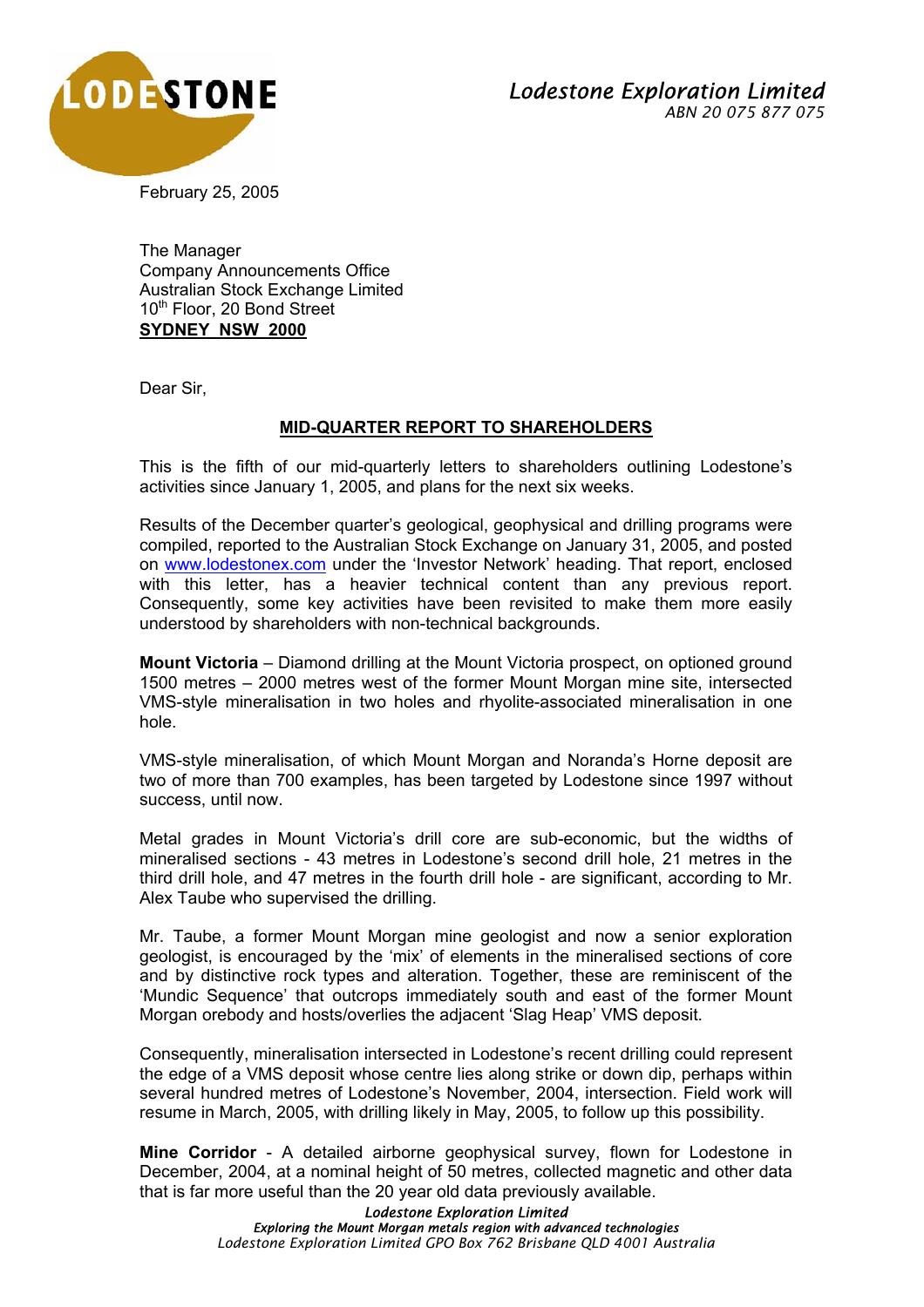**Lodestone Exploration Limited**
*ABN 20 075 877 075*

February 25, 2005

The Manager
Company Announcements Office
Australian Stock Exchange Limited
10th Floor, 20 Bond Street
**SYDNEY NSW 2000**

Dear Sir,

## MID-QUARTER REPORT TO SHAREHOLDERS

This is the fifth of our mid-quarterly letters to shareholders outlining Lodestone's activities since January 1, 2005, and plans for the next six weeks.

Results of the December quarter's geological, geophysical and drilling programs were compiled, reported to the Australian Stock Exchange on January 31, 2005, and posted on www.lodestonex.com under the 'Investor Network' heading. That report, enclosed with this letter, has a heavier technical content than any previous report. Consequently, some key activities have been revisited to make them more easily understood by shareholders with non-technical backgrounds.

**Mount Victoria** – Diamond drilling at the Mount Victoria prospect, on optioned ground 1500 metres – 2000 metres west of the former Mount Morgan mine site, intersected VMS-style mineralisation in two holes and rhyolite-associated mineralisation in one hole.

VMS-style mineralisation, of which Mount Morgan and Noranda's Horne deposit are two of more than 700 examples, has been targeted by Lodestone since 1997 without success, until now.

Metal grades in Mount Victoria's drill core are sub-economic, but the widths of mineralised sections - 43 metres in Lodestone's second drill hole, 21 metres in the third drill hole, and 47 metres in the fourth drill hole - are significant, according to Mr. Alex Taube who supervised the drilling.

Mr. Taube, a former Mount Morgan mine geologist and now a senior exploration geologist, is encouraged by the 'mix' of elements in the mineralised sections of core and by distinctive rock types and alteration. Together, these are reminiscent of the 'Mundic Sequence' that outcrops immediately south and east of the former Mount Morgan orebody and hosts/overlies the adjacent 'Slag Heap' VMS deposit.

Consequently, mineralisation intersected in Lodestone's recent drilling could represent the edge of a VMS deposit whose centre lies along strike or down dip, perhaps within several hundred metres of Lodestone's November, 2004, intersection. Field work will resume in March, 2005, with drilling likely in May, 2005, to follow up this possibility.

**Mine Corridor** - A detailed airborne geophysical survey, flown for Lodestone in December, 2004, at a nominal height of 50 metres, collected magnetic and other data that is far more useful than the 20 year old data previously available.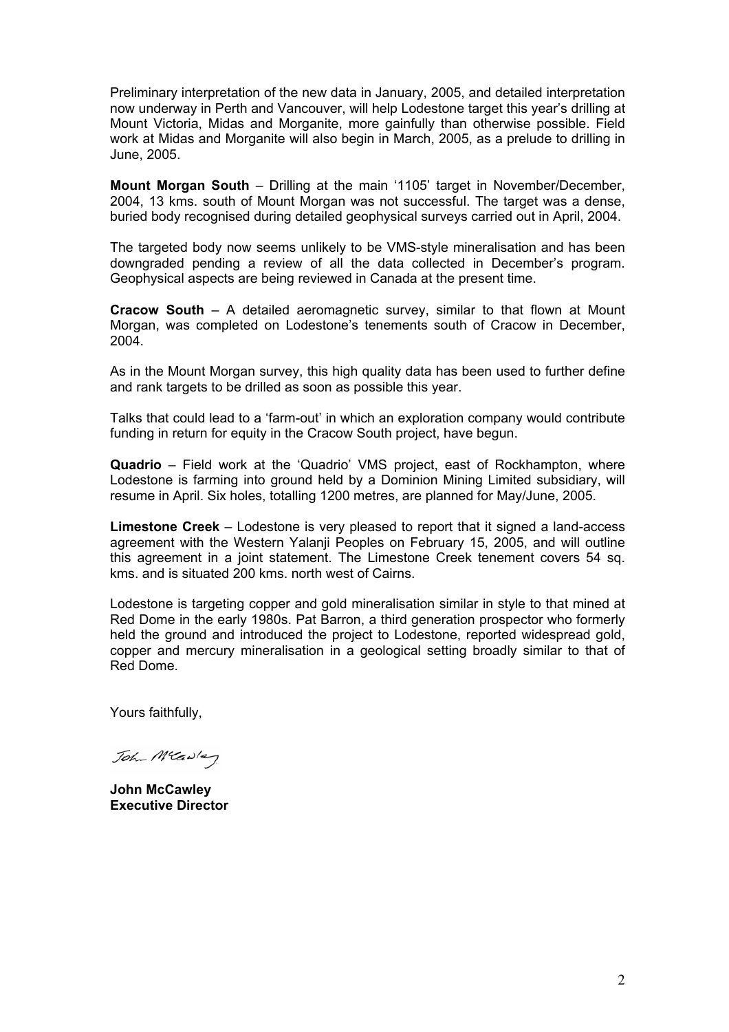Preliminary interpretation of the new data in January, 2005, and detailed interpretation now underway in Perth and Vancouver, will help Lodestone target this year's drilling at Mount Victoria, Midas and Morganite, more gainfully than otherwise possible. Field work at Midas and Morganite will also begin in March, 2005, as a prelude to drilling in June, 2005.

**Mount Morgan South** – Drilling at the main '1105' target in November/December, 2004, 13 kms. south of Mount Morgan was not successful. The target was a dense, buried body recognised during detailed geophysical surveys carried out in April, 2004.

The targeted body now seems unlikely to be VMS-style mineralisation and has been downgraded pending a review of all the data collected in December's program. Geophysical aspects are being reviewed in Canada at the present time.

**Cracow South** – A detailed aeromagnetic survey, similar to that flown at Mount Morgan, was completed on Lodestone's tenements south of Cracow in December, 2004.

As in the Mount Morgan survey, this high quality data has been used to further define and rank targets to be drilled as soon as possible this year.

Talks that could lead to a 'farm-out' in which an exploration company would contribute funding in return for equity in the Cracow South project, have begun.

**Quadrio** – Field work at the 'Quadrio' VMS project, east of Rockhampton, where Lodestone is farming into ground held by a Dominion Mining Limited subsidiary, will resume in April. Six holes, totalling 1200 metres, are planned for May/June, 2005.

**Limestone Creek** – Lodestone is very pleased to report that it signed a land-access agreement with the Western Yalanji Peoples on February 15, 2005, and will outline this agreement in a joint statement. The Limestone Creek tenement covers 54 sq. kms. and is situated 200 kms. north west of Cairns.

Lodestone is targeting copper and gold mineralisation similar in style to that mined at Red Dome in the early 1980s. Pat Barron, a third generation prospector who formerly held the ground and introduced the project to Lodestone, reported widespread gold, copper and mercury mineralisation in a geological setting broadly similar to that of Red Dome.

Yours faithfully,

John McCawley

**John McCawley**
**Executive Director**